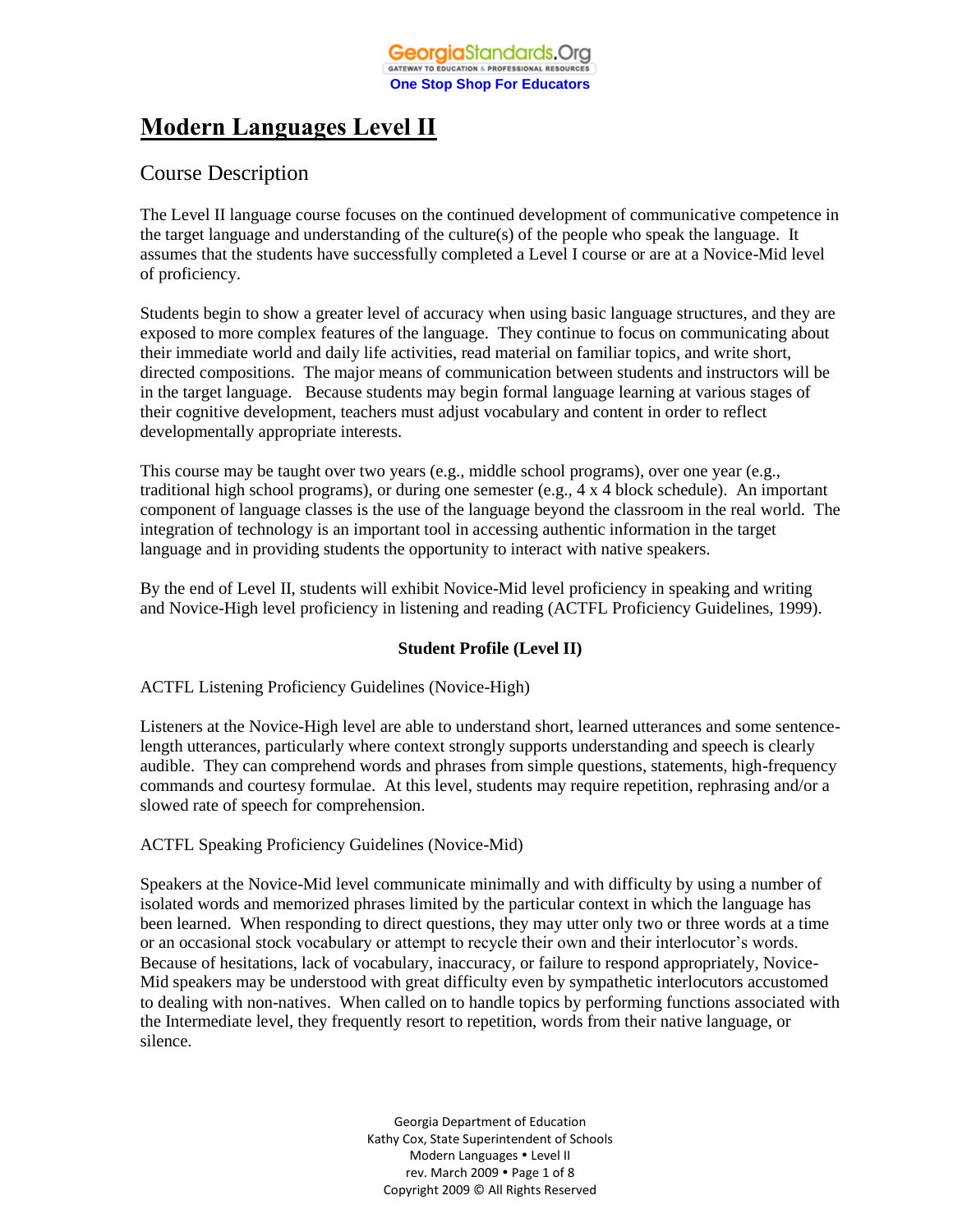# Modern Languages Level II

## Course Description

The Level II language course focuses on the continued development of communicative competence in the target language and understanding of the culture(s) of the people who speak the language. It assumes that the students have successfully completed a Level I course or are at a Novice-Mid level of proficiency.

Students begin to show a greater level of accuracy when using basic language structures, and they are exposed to more complex features of the language. They continue to focus on communicating about their immediate world and daily life activities, read material on familiar topics, and write short, directed compositions. The major means of communication between students and instructors will be in the target language. Because students may begin formal language learning at various stages of their cognitive development, teachers must adjust vocabulary and content in order to reflect developmentally appropriate interests.

This course may be taught over two years (e.g., middle school programs), over one year (e.g., traditional high school programs), or during one semester (e.g., 4 x 4 block schedule). An important component of language classes is the use of the language beyond the classroom in the real world. The integration of technology is an important tool in accessing authentic information in the target language and in providing students the opportunity to interact with native speakers.

By the end of Level II, students will exhibit Novice-Mid level proficiency in speaking and writing and Novice-High level proficiency in listening and reading (ACTFL Proficiency Guidelines, 1999).

**Student Profile (Level II)**

ACTFL Listening Proficiency Guidelines (Novice-High)

Listeners at the Novice-High level are able to understand short, learned utterances and some sentence-length utterances, particularly where context strongly supports understanding and speech is clearly audible. They can comprehend words and phrases from simple questions, statements, high-frequency commands and courtesy formulae. At this level, students may require repetition, rephrasing and/or a slowed rate of speech for comprehension.

ACTFL Speaking Proficiency Guidelines (Novice-Mid)

Speakers at the Novice-Mid level communicate minimally and with difficulty by using a number of isolated words and memorized phrases limited by the particular context in which the language has been learned. When responding to direct questions, they may utter only two or three words at a time or an occasional stock vocabulary or attempt to recycle their own and their interlocutor's words. Because of hesitations, lack of vocabulary, inaccuracy, or failure to respond appropriately, Novice-Mid speakers may be understood with great difficulty even by sympathetic interlocutors accustomed to dealing with non-natives. When called on to handle topics by performing functions associated with the Intermediate level, they frequently resort to repetition, words from their native language, or silence.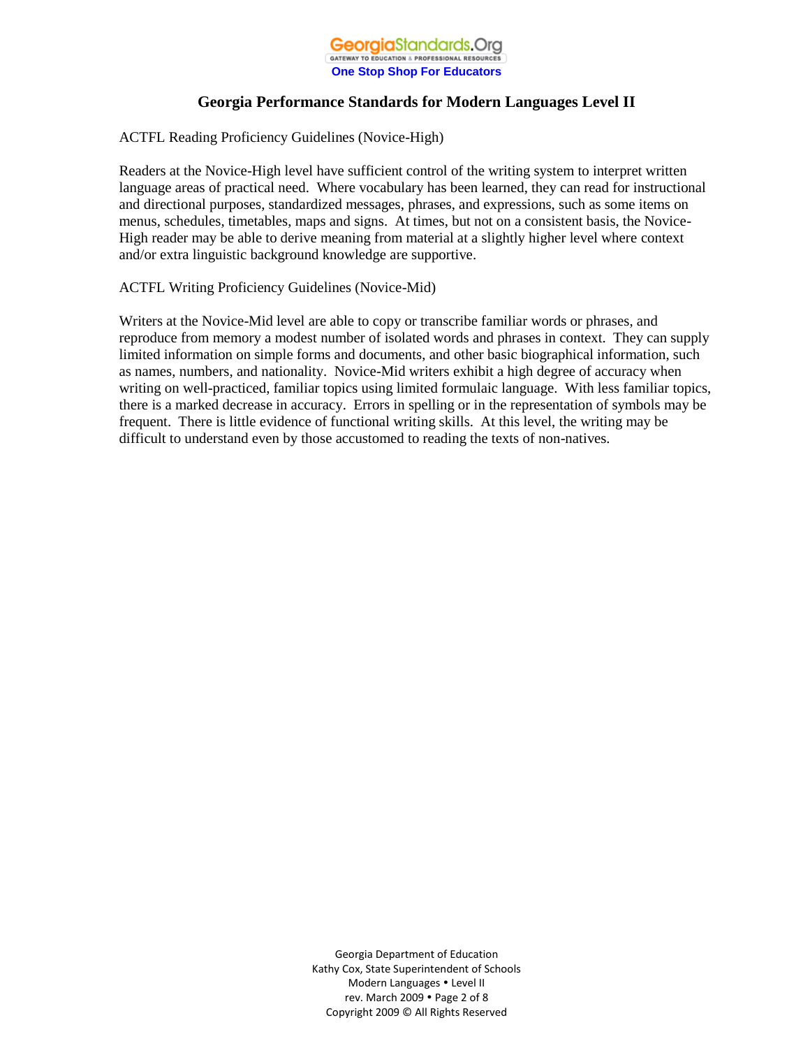# Georgia Performance Standards for Modern Languages Level II

ACTFL Reading Proficiency Guidelines (Novice-High)

Readers at the Novice-High level have sufficient control of the writing system to interpret written language areas of practical need. Where vocabulary has been learned, they can read for instructional and directional purposes, standardized messages, phrases, and expressions, such as some items on menus, schedules, timetables, maps and signs. At times, but not on a consistent basis, the Novice-High reader may be able to derive meaning from material at a slightly higher level where context and/or extra linguistic background knowledge are supportive.

ACTFL Writing Proficiency Guidelines (Novice-Mid)

Writers at the Novice-Mid level are able to copy or transcribe familiar words or phrases, and reproduce from memory a modest number of isolated words and phrases in context. They can supply limited information on simple forms and documents, and other basic biographical information, such as names, numbers, and nationality. Novice-Mid writers exhibit a high degree of accuracy when writing on well-practiced, familiar topics using limited formulaic language. With less familiar topics, there is a marked decrease in accuracy. Errors in spelling or in the representation of symbols may be frequent. There is little evidence of functional writing skills. At this level, the writing may be difficult to understand even by those accustomed to reading the texts of non-natives.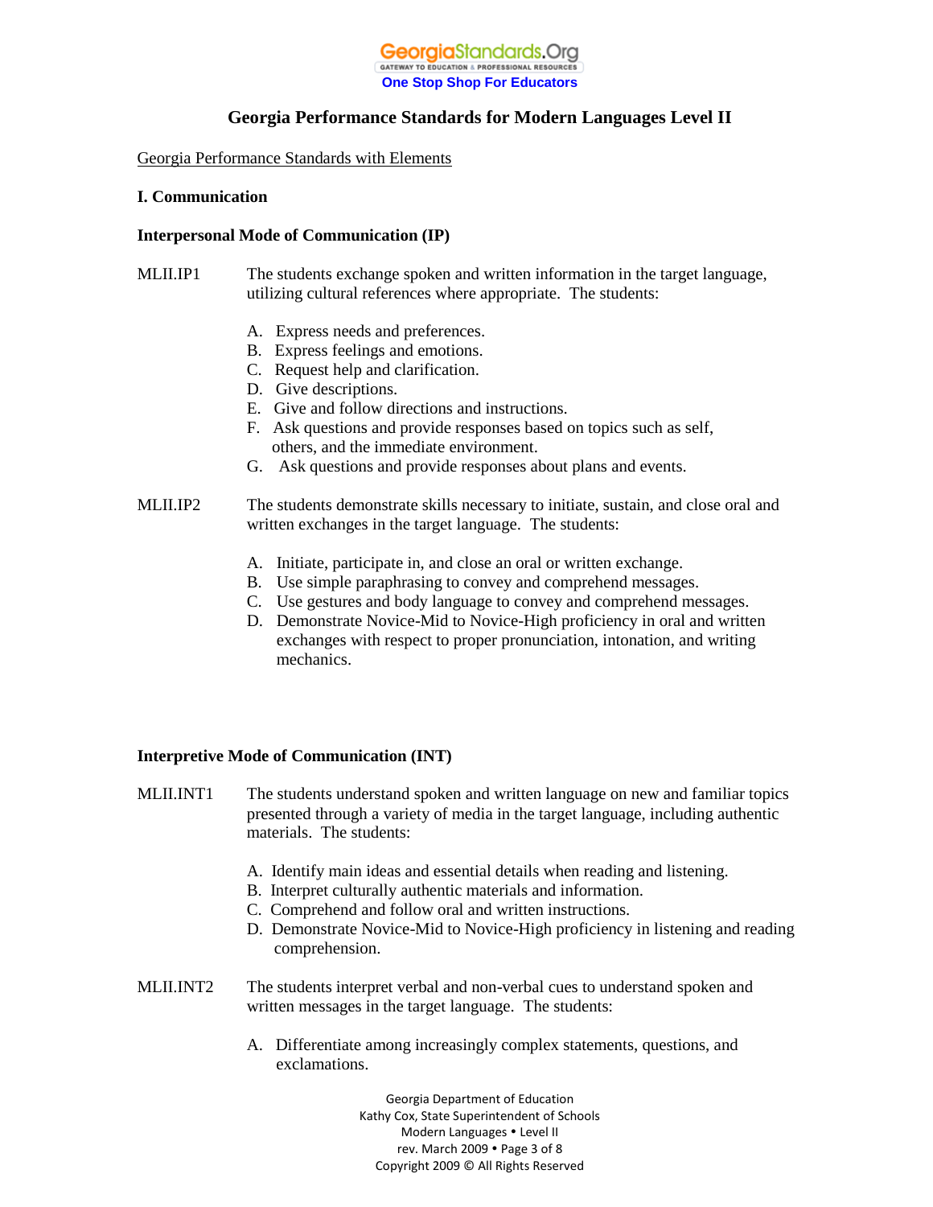# Georgia Performance Standards for Modern Languages Level II

Georgia Performance Standards with Elements

## I. Communication

### Interpersonal Mode of Communication (IP)

MLII.IP1 The students exchange spoken and written information in the target language, utilizing cultural references where appropriate. The students:

A. Express needs and preferences.
B. Express feelings and emotions.
C. Request help and clarification.
D. Give descriptions.
E. Give and follow directions and instructions.
F. Ask questions and provide responses based on topics such as self, others, and the immediate environment.
G. Ask questions and provide responses about plans and events.

MLII.IP2 The students demonstrate skills necessary to initiate, sustain, and close oral and written exchanges in the target language. The students:

A. Initiate, participate in, and close an oral or written exchange.
B. Use simple paraphrasing to convey and comprehend messages.
C. Use gestures and body language to convey and comprehend messages.
D. Demonstrate Novice-Mid to Novice-High proficiency in oral and written exchanges with respect to proper pronunciation, intonation, and writing mechanics.

### Interpretive Mode of Communication (INT)

MLII.INT1 The students understand spoken and written language on new and familiar topics presented through a variety of media in the target language, including authentic materials. The students:

A. Identify main ideas and essential details when reading and listening.
B. Interpret culturally authentic materials and information.
C. Comprehend and follow oral and written instructions.
D. Demonstrate Novice-Mid to Novice-High proficiency in listening and reading comprehension.

MLII.INT2 The students interpret verbal and non-verbal cues to understand spoken and written messages in the target language. The students:

A. Differentiate among increasingly complex statements, questions, and exclamations.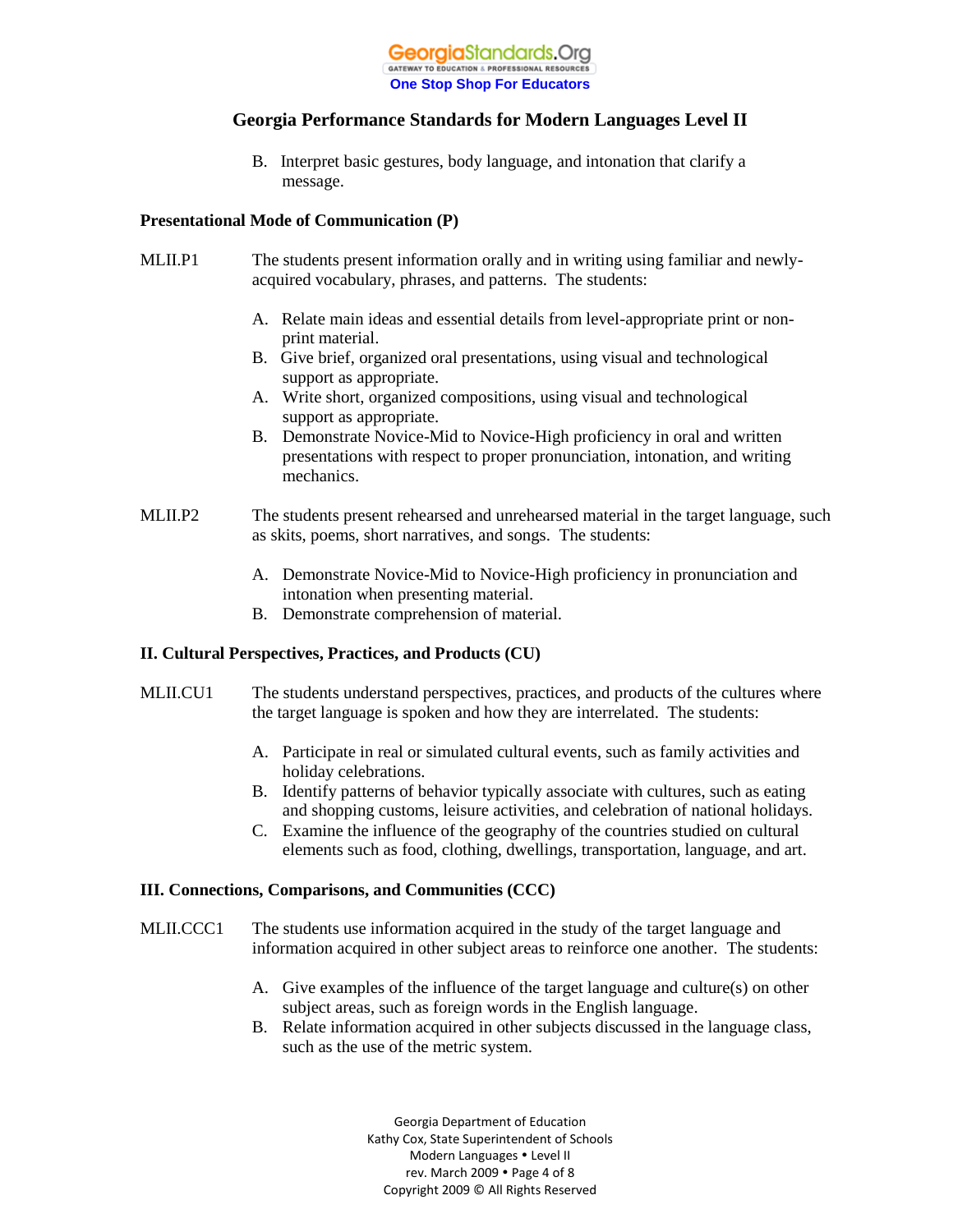B. Interpret basic gestures, body language, and intonation that clarify a message.

**Presentational Mode of Communication (P)**

MLII.P1 The students present information orally and in writing using familiar and newly-acquired vocabulary, phrases, and patterns. The students:

A. Relate main ideas and essential details from level-appropriate print or non-print material.
B. Give brief, organized oral presentations, using visual and technological support as appropriate.
A. Write short, organized compositions, using visual and technological support as appropriate.
B. Demonstrate Novice-Mid to Novice-High proficiency in oral and written presentations with respect to proper pronunciation, intonation, and writing mechanics.

MLII.P2 The students present rehearsed and unrehearsed material in the target language, such as skits, poems, short narratives, and songs. The students:

A. Demonstrate Novice-Mid to Novice-High proficiency in pronunciation and intonation when presenting material.
B. Demonstrate comprehension of material.

**II. Cultural Perspectives, Practices, and Products (CU)**

MLII.CU1 The students understand perspectives, practices, and products of the cultures where the target language is spoken and how they are interrelated. The students:

A. Participate in real or simulated cultural events, such as family activities and holiday celebrations.
B. Identify patterns of behavior typically associate with cultures, such as eating and shopping customs, leisure activities, and celebration of national holidays.
C. Examine the influence of the geography of the countries studied on cultural elements such as food, clothing, dwellings, transportation, language, and art.

**III. Connections, Comparisons, and Communities (CCC)**

MLII.CCC1 The students use information acquired in the study of the target language and information acquired in other subject areas to reinforce one another. The students:

A. Give examples of the influence of the target language and culture(s) on other subject areas, such as foreign words in the English language.
B. Relate information acquired in other subjects discussed in the language class, such as the use of the metric system.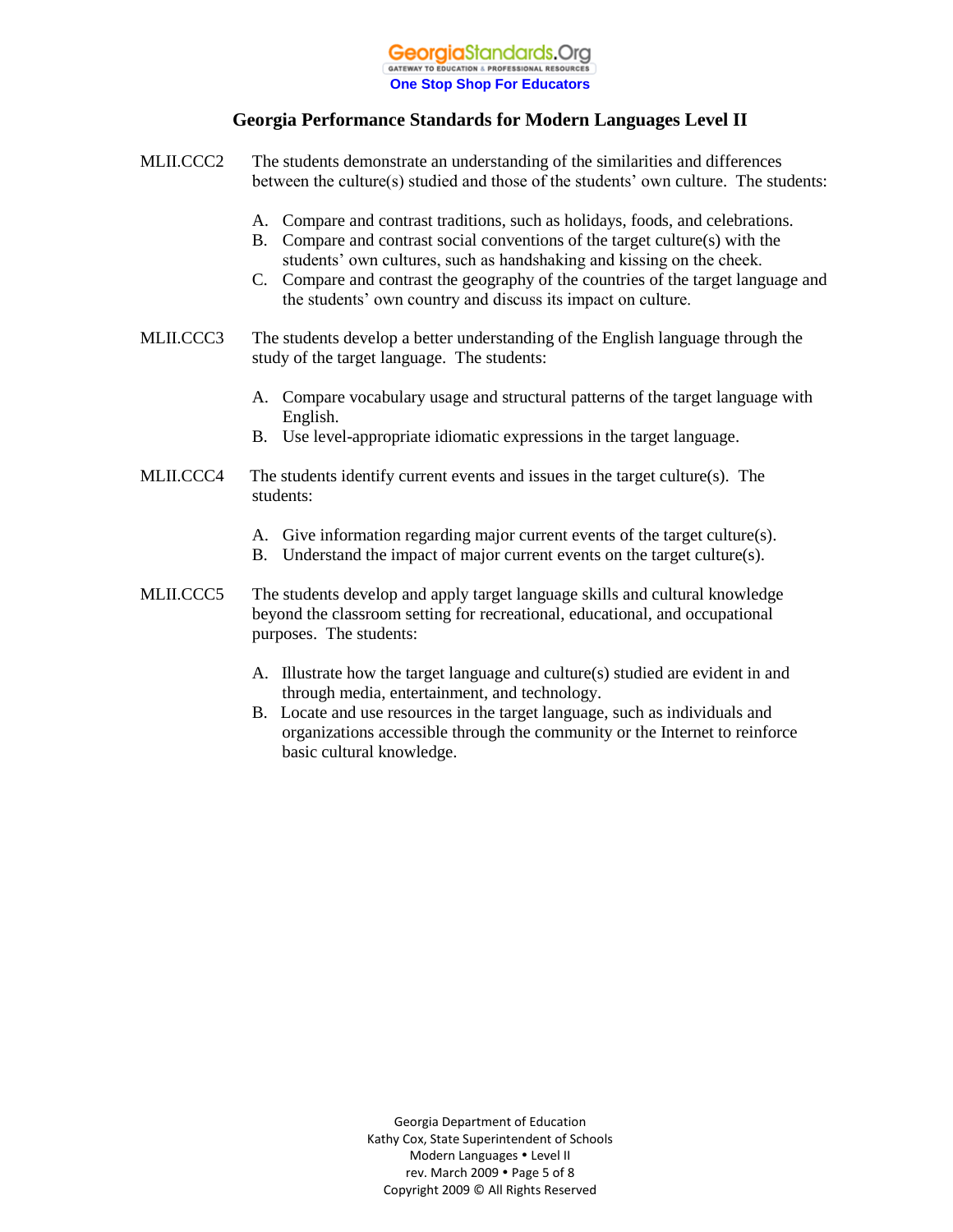# Georgia Performance Standards for Modern Languages Level II

**MLII.CCC2** The students demonstrate an understanding of the similarities and differences between the culture(s) studied and those of the students' own culture. The students:

A. Compare and contrast traditions, such as holidays, foods, and celebrations.
B. Compare and contrast social conventions of the target culture(s) with the students' own cultures, such as handshaking and kissing on the cheek.
C. Compare and contrast the geography of the countries of the target language and the students' own country and discuss its impact on culture.

**MLII.CCC3** The students develop a better understanding of the English language through the study of the target language. The students:

A. Compare vocabulary usage and structural patterns of the target language with English.
B. Use level-appropriate idiomatic expressions in the target language.

**MLII.CCC4** The students identify current events and issues in the target culture(s). The students:

A. Give information regarding major current events of the target culture(s).
B. Understand the impact of major current events on the target culture(s).

**MLII.CCC5** The students develop and apply target language skills and cultural knowledge beyond the classroom setting for recreational, educational, and occupational purposes. The students:

A. Illustrate how the target language and culture(s) studied are evident in and through media, entertainment, and technology.
B. Locate and use resources in the target language, such as individuals and organizations accessible through the community or the Internet to reinforce basic cultural knowledge.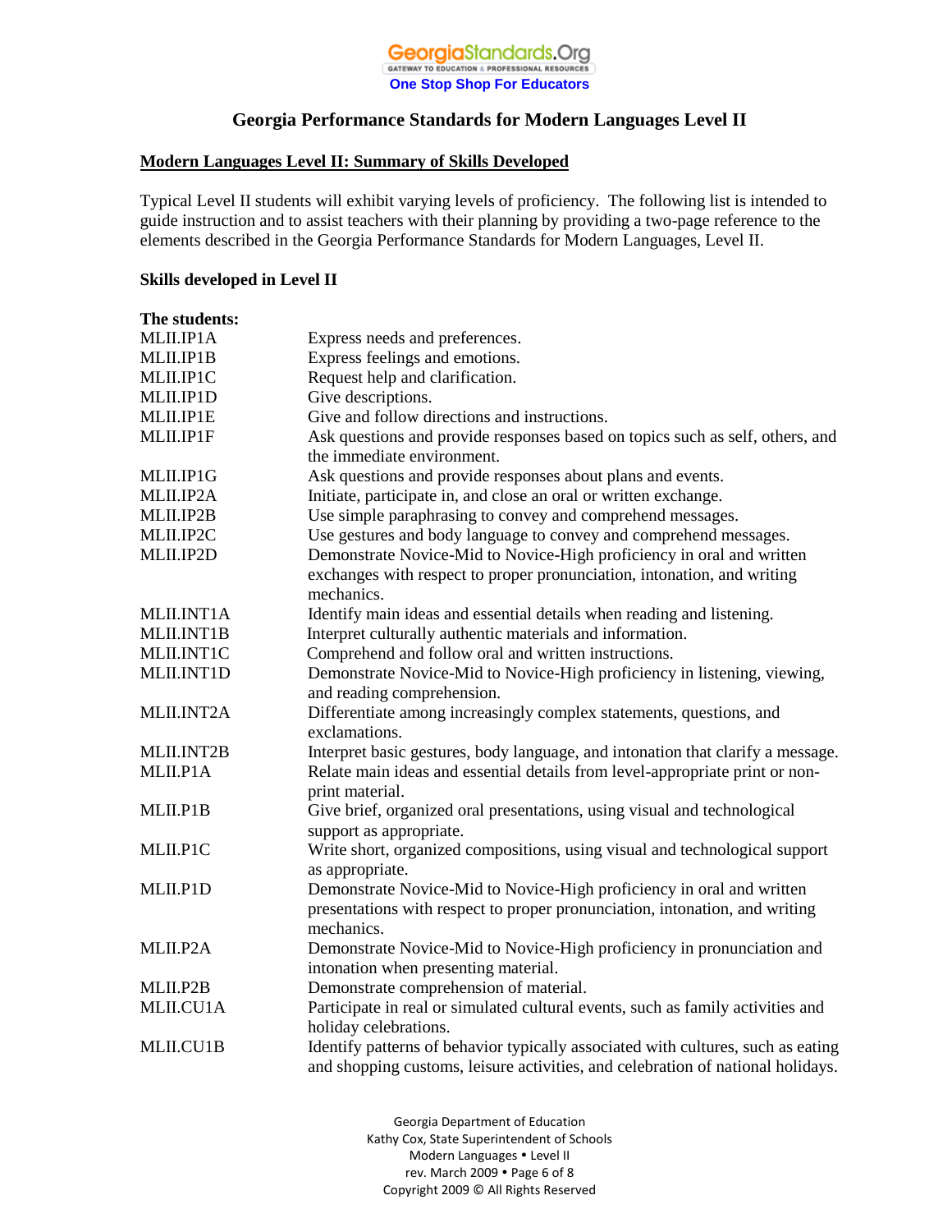# Georgia Performance Standards for Modern Languages Level II

## Modern Languages Level II: Summary of Skills Developed

Typical Level II students will exhibit varying levels of proficiency. The following list is intended to guide instruction and to assist teachers with their planning by providing a two-page reference to the elements described in the Georgia Performance Standards for Modern Languages, Level II.

### Skills developed in Level II

**The students:**

| | |
|---|---|
| MLII.IP1A | Express needs and preferences. |
| MLII.IP1B | Express feelings and emotions. |
| MLII.IP1C | Request help and clarification. |
| MLII.IP1D | Give descriptions. |
| MLII.IP1E | Give and follow directions and instructions. |
| MLII.IP1F | Ask questions and provide responses based on topics such as self, others, and the immediate environment. |
| MLII.IP1G | Ask questions and provide responses about plans and events. |
| MLII.IP2A | Initiate, participate in, and close an oral or written exchange. |
| MLII.IP2B | Use simple paraphrasing to convey and comprehend messages. |
| MLII.IP2C | Use gestures and body language to convey and comprehend messages. |
| MLII.IP2D | Demonstrate Novice-Mid to Novice-High proficiency in oral and written exchanges with respect to proper pronunciation, intonation, and writing mechanics. |
| MLII.INT1A | Identify main ideas and essential details when reading and listening. |
| MLII.INT1B | Interpret culturally authentic materials and information. |
| MLII.INT1C | Comprehend and follow oral and written instructions. |
| MLII.INT1D | Demonstrate Novice-Mid to Novice-High proficiency in listening, viewing, and reading comprehension. |
| MLII.INT2A | Differentiate among increasingly complex statements, questions, and exclamations. |
| MLII.INT2B | Interpret basic gestures, body language, and intonation that clarify a message. |
| MLII.P1A | Relate main ideas and essential details from level-appropriate print or non-print material. |
| MLII.P1B | Give brief, organized oral presentations, using visual and technological support as appropriate. |
| MLII.P1C | Write short, organized compositions, using visual and technological support as appropriate. |
| MLII.P1D | Demonstrate Novice-Mid to Novice-High proficiency in oral and written presentations with respect to proper pronunciation, intonation, and writing mechanics. |
| MLII.P2A | Demonstrate Novice-Mid to Novice-High proficiency in pronunciation and intonation when presenting material. |
| MLII.P2B | Demonstrate comprehension of material. |
| MLII.CU1A | Participate in real or simulated cultural events, such as family activities and holiday celebrations. |
| MLII.CU1B | Identify patterns of behavior typically associated with cultures, such as eating and shopping customs, leisure activities, and celebration of national holidays. |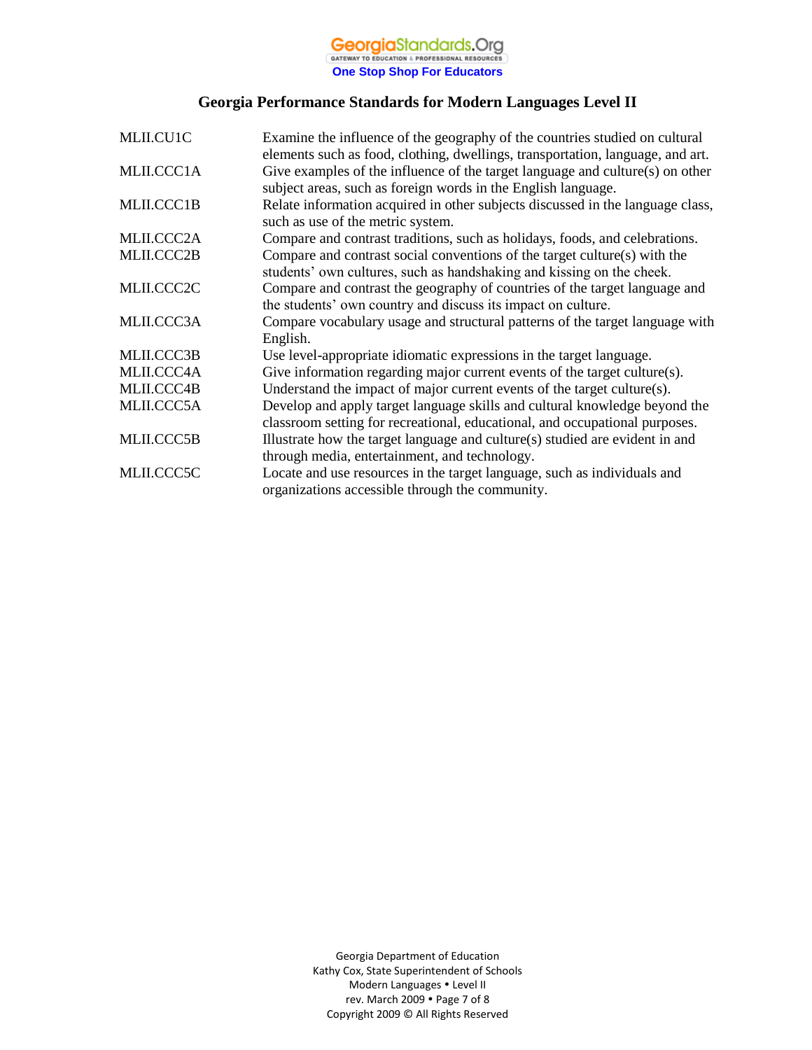# Georgia Performance Standards for Modern Languages Level II

| | |
|---|---|
| MLII.CU1C | Examine the influence of the geography of the countries studied on cultural elements such as food, clothing, dwellings, transportation, language, and art. |
| MLII.CCC1A | Give examples of the influence of the target language and culture(s) on other subject areas, such as foreign words in the English language. |
| MLII.CCC1B | Relate information acquired in other subjects discussed in the language class, such as use of the metric system. |
| MLII.CCC2A | Compare and contrast traditions, such as holidays, foods, and celebrations. |
| MLII.CCC2B | Compare and contrast social conventions of the target culture(s) with the students' own cultures, such as handshaking and kissing on the cheek. |
| MLII.CCC2C | Compare and contrast the geography of countries of the target language and the students' own country and discuss its impact on culture. |
| MLII.CCC3A | Compare vocabulary usage and structural patterns of the target language with English. |
| MLII.CCC3B | Use level-appropriate idiomatic expressions in the target language. |
| MLII.CCC4A | Give information regarding major current events of the target culture(s). |
| MLII.CCC4B | Understand the impact of major current events of the target culture(s). |
| MLII.CCC5A | Develop and apply target language skills and cultural knowledge beyond the classroom setting for recreational, educational, and occupational purposes. |
| MLII.CCC5B | Illustrate how the target language and culture(s) studied are evident in and through media, entertainment, and technology. |
| MLII.CCC5C | Locate and use resources in the target language, such as individuals and organizations accessible through the community. |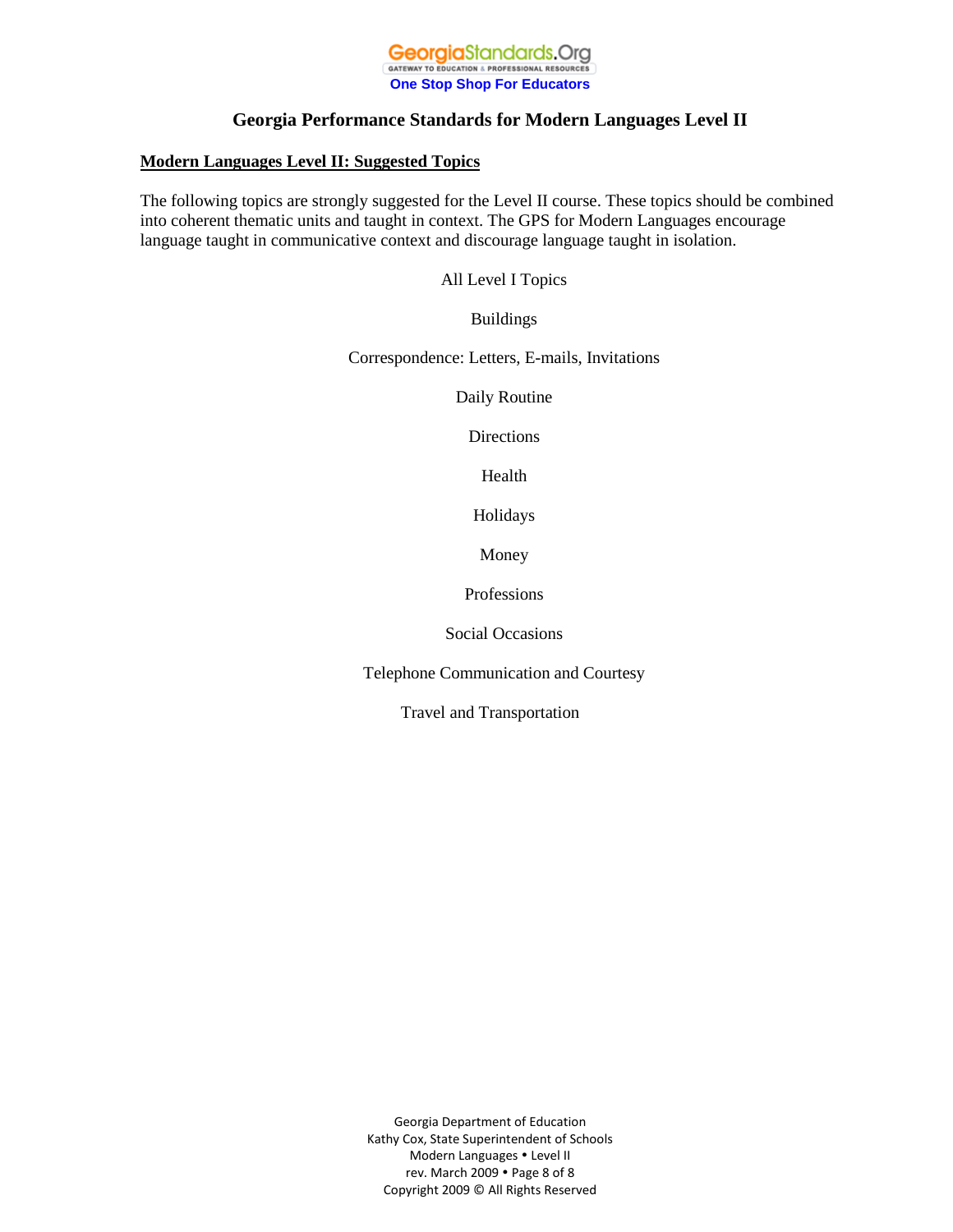# Georgia Performance Standards for Modern Languages Level II

**Modern Languages Level II: Suggested Topics**

The following topics are strongly suggested for the Level II course. These topics should be combined into coherent thematic units and taught in context. The GPS for Modern Languages encourage language taught in communicative context and discourage language taught in isolation.

All Level I Topics

Buildings

Correspondence: Letters, E-mails, Invitations

Daily Routine

Directions

Health

Holidays

Money

Professions

Social Occasions

Telephone Communication and Courtesy

Travel and Transportation